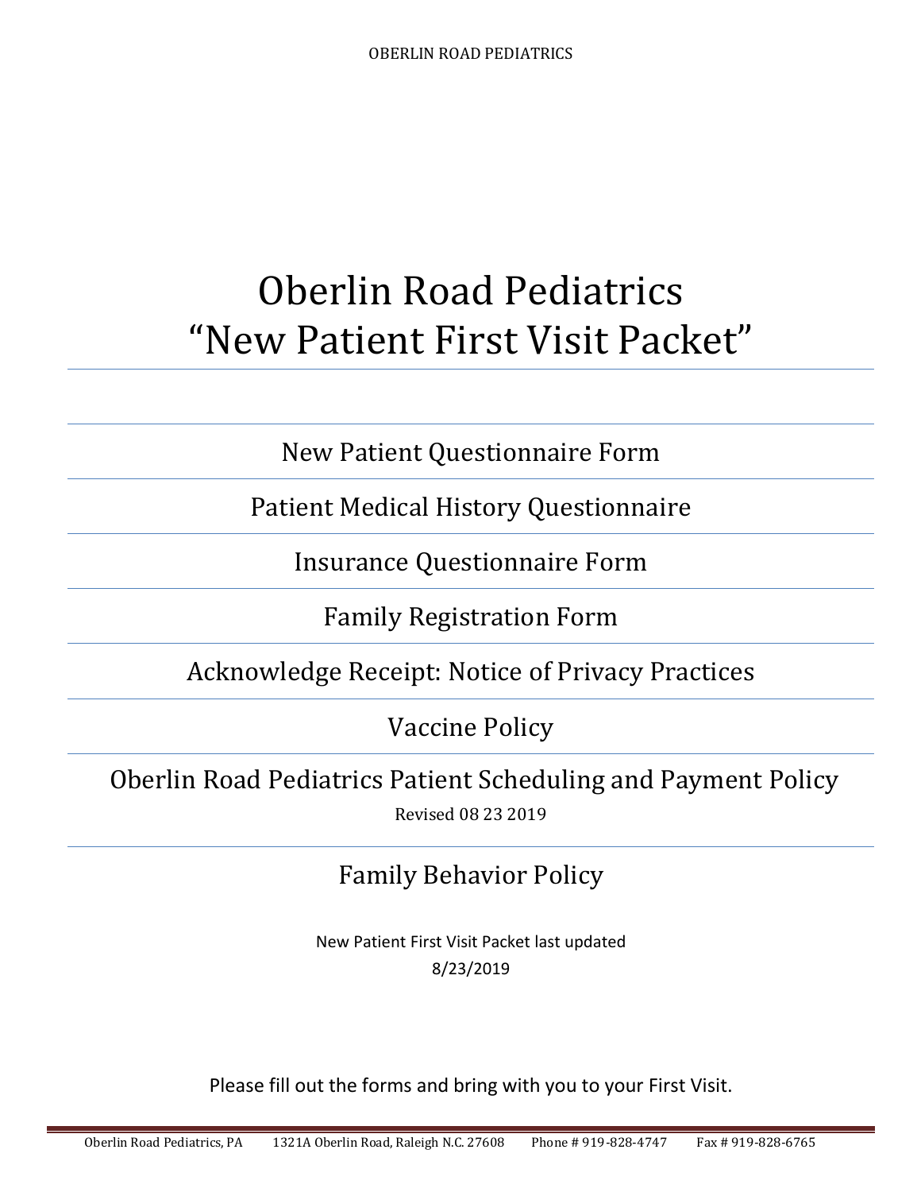# Oberlin Road Pediatrics
# “New Patient First Visit Packet”

New Patient Questionnaire Form

Patient Medical History Questionnaire

Insurance Questionnaire Form

Family Registration Form

Acknowledge Receipt: Notice of Privacy Practices

Vaccine Policy

Oberlin Road Pediatrics Patient Scheduling and Payment Policy

Revised 08 23 2019

Family Behavior Policy

New Patient First Visit Packet last updated
8/23/2019

Please fill out the forms and bring with you to your First Visit.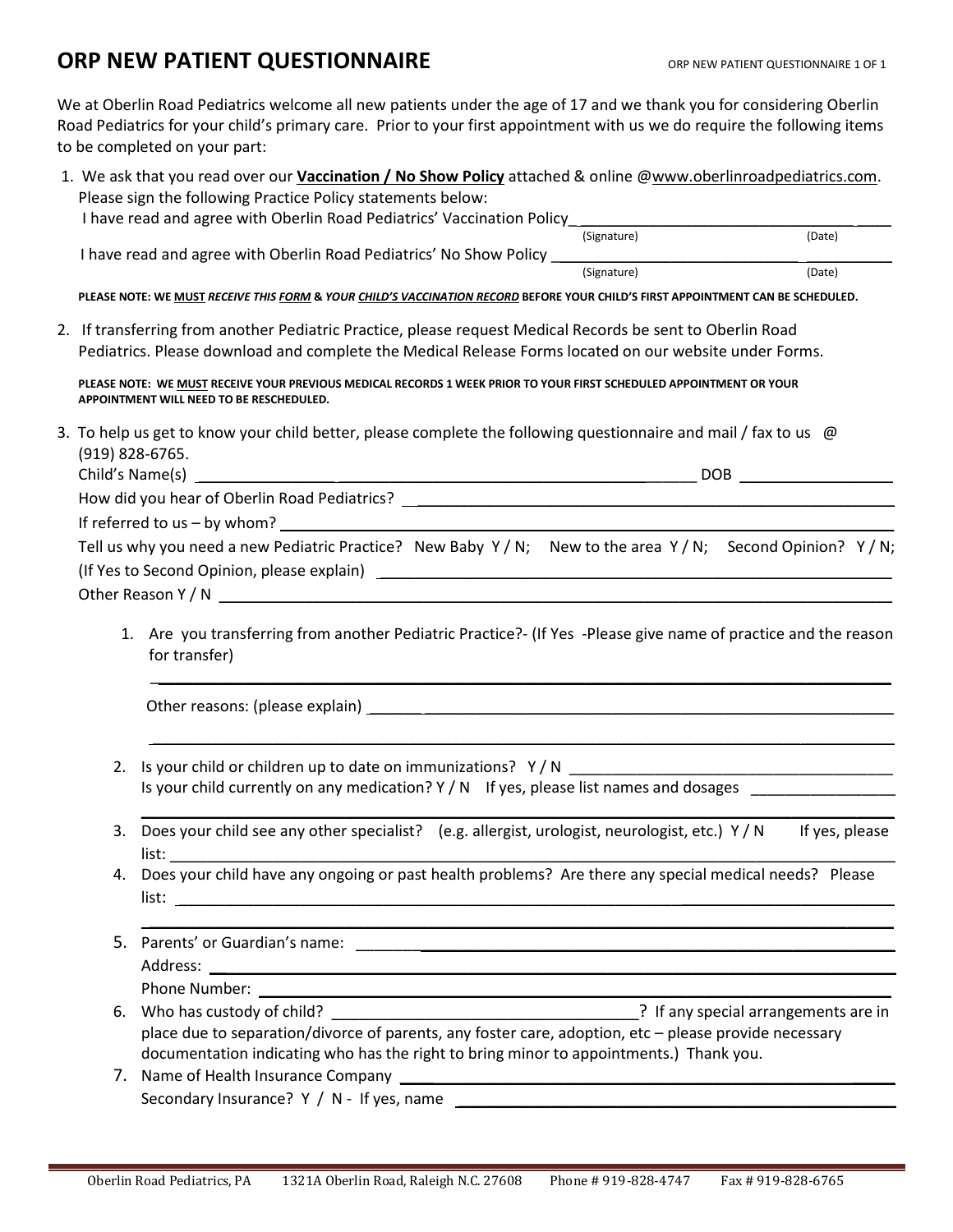# ORP NEW PATIENT QUESTIONNAIRE

We at Oberlin Road Pediatrics welcome all new patients under the age of 17 and we thank you for considering Oberlin Road Pediatrics for your child's primary care. Prior to your first appointment with us we do require the following items to be completed on your part:

1. We ask that you read over our **Vaccination / No Show Policy** attached & online @www.oberlinroadpediatrics.com. Please sign the following Practice Policy statements below:

   I have read and agree with Oberlin Road Pediatrics' Vaccination Policy_________________________________
   (Signature) (Date)

   I have read and agree with Oberlin Road Pediatrics' No Show Policy _________________________________
   (Signature) (Date)

   **PLEASE NOTE: WE MUST *RECEIVE THIS FORM* & *YOUR CHILD'S VACCINATION RECORD* BEFORE YOUR CHILD'S FIRST APPOINTMENT CAN BE SCHEDULED.**

2. If transferring from another Pediatric Practice, please request Medical Records be sent to Oberlin Road Pediatrics. Please download and complete the Medical Release Forms located on our website under Forms.

   **PLEASE NOTE: WE MUST RECEIVE YOUR PREVIOUS MEDICAL RECORDS 1 WEEK PRIOR TO YOUR FIRST SCHEDULED APPOINTMENT OR YOUR APPOINTMENT WILL NEED TO BE RESCHEDULED.**

3. To help us get to know your child better, please complete the following questionnaire and mail / fax to us @ (919) 828-6765.

   Child's Name(s) _________________________________________ DOB __________________

   How did you hear of Oberlin Road Pediatrics? _________________________________________

   If referred to us – by whom? _________________________________________

   Tell us why you need a new Pediatric Practice? New Baby Y / N; New to the area Y / N; Second Opinion? Y / N;

   (If Yes to Second Opinion, please explain) _________________________________________

   Other Reason Y / N _________________________________________

   1. Are you transferring from another Pediatric Practice?- (If Yes -Please give name of practice and the reason for transfer)

      _________________________________________

      Other reasons: (please explain) _________________________________________

      _________________________________________

   2. Is your child or children up to date on immunizations? Y / N _________________________________________

      Is your child currently on any medication? Y / N If yes, please list names and dosages _________________

      _________________________________________

   3. Does your child see any other specialist? (e.g. allergist, urologist, neurologist, etc.) Y / N If yes, please list: _________________________________________

   4. Does your child have any ongoing or past health problems? Are there any special medical needs? Please list: _________________________________________

      _________________________________________

   5. Parents' or Guardian's name: _________________________________________

      Address: _________________________________________

      Phone Number: _________________________________________

   6. Who has custody of child? ___________________________________? If any special arrangements are in place due to separation/divorce of parents, any foster care, adoption, etc – please provide necessary documentation indicating who has the right to bring minor to appointments.) Thank you.

   7. Name of Health Insurance Company _________________________________________

      Secondary Insurance? Y / N - If yes, name _________________________________________

Oberlin Road Pediatrics, PA 1321A Oberlin Road, Raleigh N.C. 27608 Phone # 919-828-4747 Fax # 919-828-6765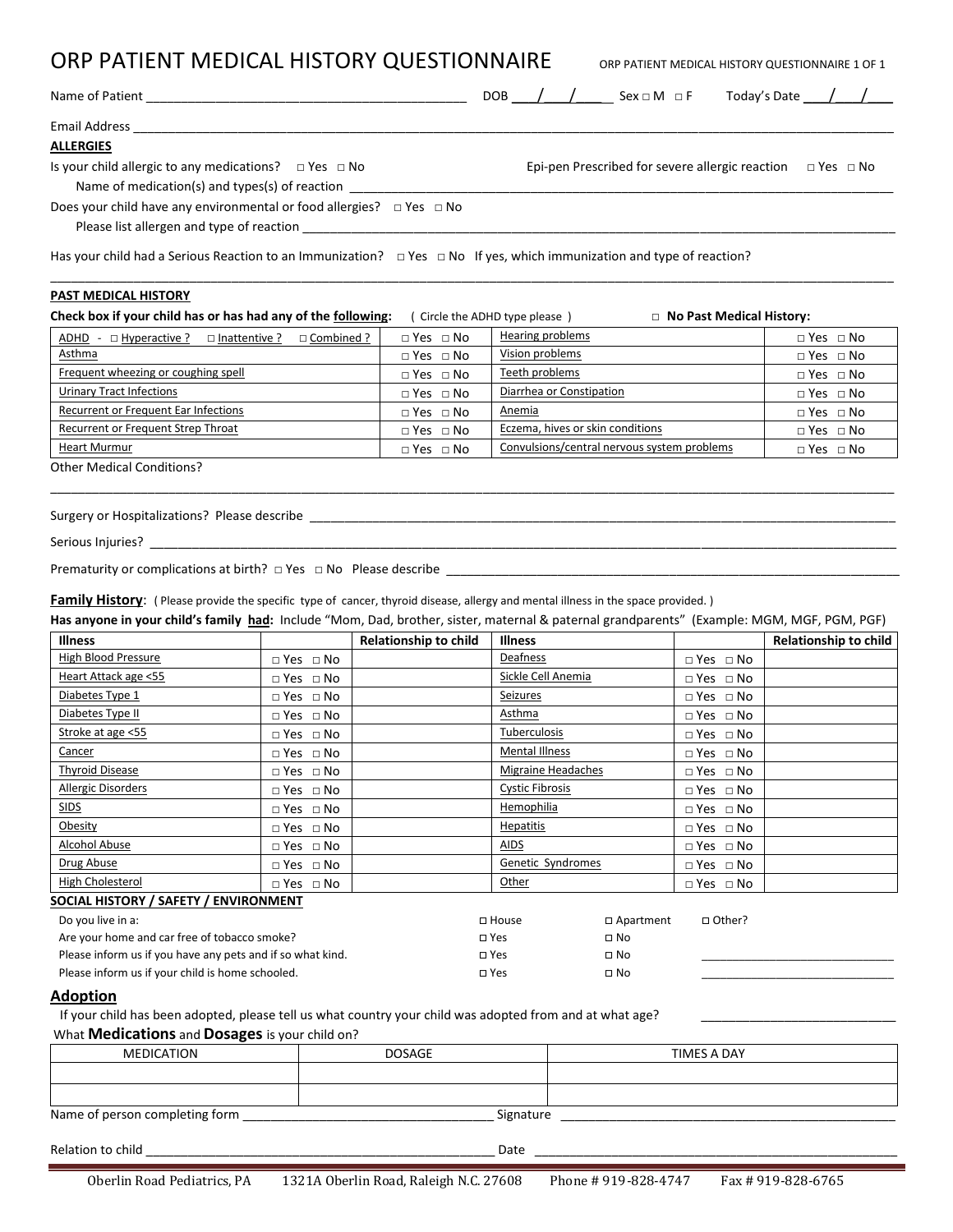# ORP PATIENT MEDICAL HISTORY QUESTIONNAIRE

ORP PATIENT MEDICAL HISTORY QUESTIONNAIRE 1 OF 1

Name of Patient _____________________________________________ DOB ___/___/____ Sex □ M □ F Today's Date ___/___/___

Email Address ________________________________________________________________________________________________

**ALLERGIES**

Is your child allergic to any medications? □ Yes □ No Epi-pen Prescribed for severe allergic reaction □ Yes □ No

Name of medication(s) and types(s) of reaction ____________________________________________________________________________

Does your child have any environmental or food allergies? □ Yes □ No

Please list allergen and type of reaction ________________________________________________________________________________

Has your child had a Serious Reaction to an Immunization? □ Yes □ No If yes, which immunization and type of reaction?

________________________________________________________________________________________________________________

**PAST MEDICAL HISTORY**

**Check box if your child has or has had any of the following:** ( Circle the ADHD type please ) □ **No Past Medical History:**

| | | | |
|---|---|---|---|
| ADHD - □ Hyperactive ? □ Inattentive ? □ Combined ? | □ Yes □ No | Hearing problems | □ Yes □ No |
| Asthma | □ Yes □ No | Vision problems | □ Yes □ No |
| Frequent wheezing or coughing spell | □ Yes □ No | Teeth problems | □ Yes □ No |
| Urinary Tract Infections | □ Yes □ No | Diarrhea or Constipation | □ Yes □ No |
| Recurrent or Frequent Ear Infections | □ Yes □ No | Anemia | □ Yes □ No |
| Recurrent or Frequent Strep Throat | □ Yes □ No | Eczema, hives or skin conditions | □ Yes □ No |
| Heart Murmur | □ Yes □ No | Convulsions/central nervous system problems | □ Yes □ No |

Other Medical Conditions?

________________________________________________________________________________________________________________

Surgery or Hospitalizations? Please describe ______________________________________________________________________________

Serious Injuries? _____________________________________________________________________________________________________

Prematurity or complications at birth? □ Yes □ No Please describe ________________________________________________________

**Family History**: ( Please provide the specific type of cancer, thyroid disease, allergy and mental illness in the space provided. )

**Has anyone in your child's family had:** Include "Mom, Dad, brother, sister, maternal & paternal grandparents" (Example: MGM, MGF, PGM, PGF)

| Illness | | Relationship to child | Illness | | Relationship to child |
|---|---|---|---|---|---|
| High Blood Pressure | □ Yes □ No | | Deafness | □ Yes □ No | |
| Heart Attack age <55 | □ Yes □ No | | Sickle Cell Anemia | □ Yes □ No | |
| Diabetes Type 1 | □ Yes □ No | | Seizures | □ Yes □ No | |
| Diabetes Type II | □ Yes □ No | | Asthma | □ Yes □ No | |
| Stroke at age <55 | □ Yes □ No | | Tuberculosis | □ Yes □ No | |
| Cancer | □ Yes □ No | | Mental Illness | □ Yes □ No | |
| Thyroid Disease | □ Yes □ No | | Migraine Headaches | □ Yes □ No | |
| Allergic Disorders | □ Yes □ No | | Cystic Fibrosis | □ Yes □ No | |
| SIDS | □ Yes □ No | | Hemophilia | □ Yes □ No | |
| Obesity | □ Yes □ No | | Hepatitis | □ Yes □ No | |
| Alcohol Abuse | □ Yes □ No | | AIDS | □ Yes □ No | |
| Drug Abuse | □ Yes □ No | | Genetic Syndromes | □ Yes □ No | |
| High Cholesterol | □ Yes □ No | | Other | □ Yes □ No | |

**SOCIAL HISTORY / SAFETY / ENVIRONMENT**

| | | | |
|---|---|---|---|
| Do you live in a: | □ House | □ Apartment | □ Other? |
| Are your home and car free of tobacco smoke? | □ Yes | □ No | |
| Please inform us if you have any pets and if so what kind. | □ Yes | □ No | ____________________ |
| Please inform us if your child is home schooled. | □ Yes | □ No | ____________________ |

## Adoption

If your child has been adopted, please tell us what country your child was adopted from and at what age? ____________________

What **Medications** and **Dosages** is your child on?

| MEDICATION | DOSAGE | TIMES A DAY |
|---|---|---|
| | | |
| | | |

Name of person completing form ___________________________________ Signature ______________________________________________

Relation to child ___________________________________________________ Date ___________________________________________________

Oberlin Road Pediatrics, PA 1321A Oberlin Road, Raleigh N.C. 27608 Phone # 919-828-4747 Fax # 919-828-6765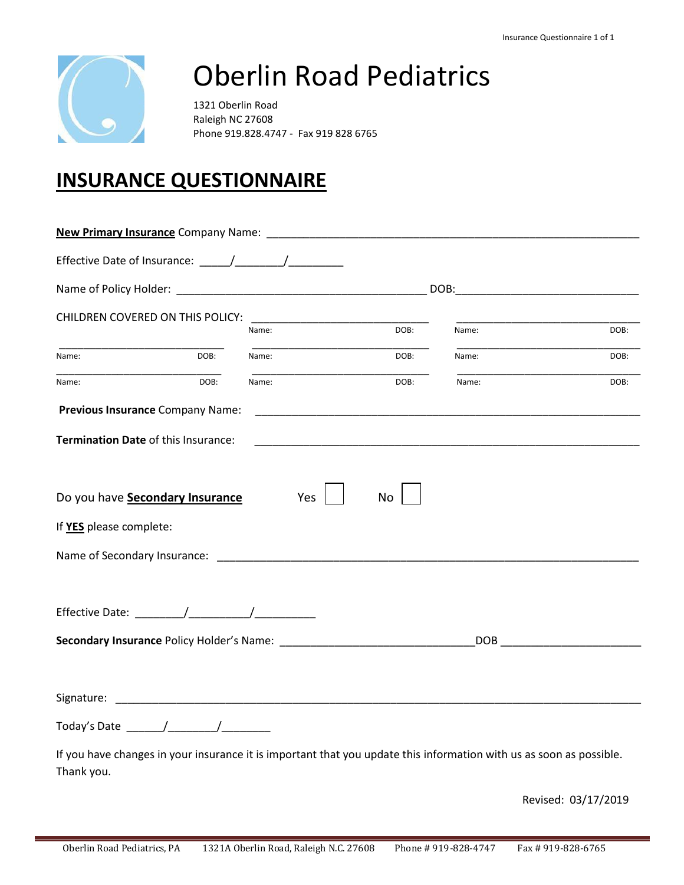# Oberlin Road Pediatrics

1321 Oberlin Road
Raleigh NC 27608
Phone 919.828.4747 - Fax 919 828 6765

## INSURANCE QUESTIONNAIRE

**New Primary Insurance** Company Name: ___________________________________________

Effective Date of Insurance: _____/________/_________

Name of Policy Holder: ________________________________________ DOB:____________________________

CHILDREN COVERED ON THIS POLICY:

| Name: | DOB: | Name: | DOB: | Name: | DOB: |
|---|---|---|---|---|---|
| | | | | | |
| | | | | | |
| | | | | | |

**Previous Insurance** Company Name: ___________________________________________

**Termination Date** of this Insurance: ___________________________________________

Do you have **Secondary Insurance** Yes ☐ No ☐

If **YES** please complete:

Name of Secondary Insurance: ___________________________________________

Effective Date: ________/_________/__________

**Secondary Insurance** Policy Holder's Name: _______________________________DOB ______________________

Signature: ___________________________________________

Today's Date ______/________/________

If you have changes in your insurance it is important that you update this information with us as soon as possible. Thank you.

Revised: 03/17/2019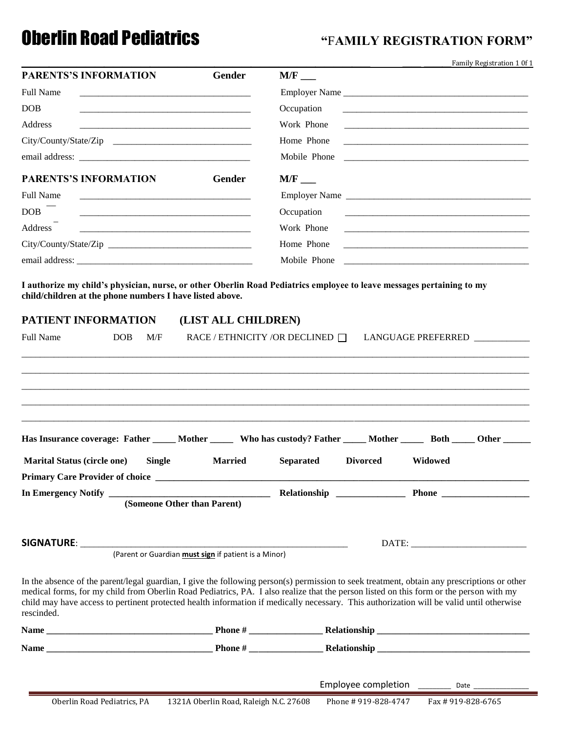# Oberlin Road Pediatrics

## "FAMILY REGISTRATION FORM"

Family Registration 1 0f 1

**PARENTS'S INFORMATION** **Gender** **M/F ___**

| | | | |
|---|---|---|---|
| Full Name | ______________________________ | Employer Name | ______________________________ |
| DOB | ______________________________ | Occupation | ______________________________ |
| Address | ______________________________ | Work Phone | ______________________________ |
| City/County/State/Zip | ______________________________ | Home Phone | ______________________________ |
| email address: | ______________________________ | Mobile Phone | ______________________________ |

**PARENTS'S INFORMATION** **Gender** **M/F ___**

| | | | |
|---|---|---|---|
| Full Name | ______________________________ | Employer Name | ______________________________ |
| DOB | ______________________________ | Occupation | ______________________________ |
| Address | ______________________________ | Work Phone | ______________________________ |
| City/County/State/Zip | ______________________________ | Home Phone | ______________________________ |
| email address: | ______________________________ | Mobile Phone | ______________________________ |

**I authorize my child's physician, nurse, or other Oberlin Road Pediatrics employee to leave messages pertaining to my child/children at the phone numbers I have listed above.**

## PATIENT INFORMATION (LIST ALL CHILDREN)

| Full Name | DOB | M/F | RACE / ETHNICITY /OR DECLINED ☐ | LANGUAGE PREFERRED ___________ |
|---|---|---|---|---|
| | | | | |
| | | | | |
| | | | | |
| | | | | |
| | | | | |

**Has Insurance coverage: Father _____ Mother _____ Who has custody? Father _____ Mother _____ Both _____ Other ______**

**Marital Status (circle one) Single Married Separated Divorced Widowed**

**Primary Care Provider of choice ______________________________________________**

**In Emergency Notify ______________________________ Relationship ______________ Phone __________________**
**(Someone Other than Parent)**

**SIGNATURE**: ________________________________________________ DATE: ________________________
(Parent or Guardian **must sign** if patient is a Minor)

In the absence of the parent/legal guardian, I give the following person(s) permission to seek treatment, obtain any prescriptions or other medical forms, for my child from Oberlin Road Pediatrics, PA. I also realize that the person listed on this form or the person with my child may have access to pertinent protected health information if medically necessary. This authorization will be valid until otherwise rescinded.

**Name ________________________________ Phone # ______________ Relationship ______________________________**

**Name ________________________________ Phone # ______________ Relationship ______________________________**

Employee completion _______ Date _____________

Oberlin Road Pediatrics, PA 1321A Oberlin Road, Raleigh N.C. 27608 Phone # 919-828-4747 Fax # 919-828-6765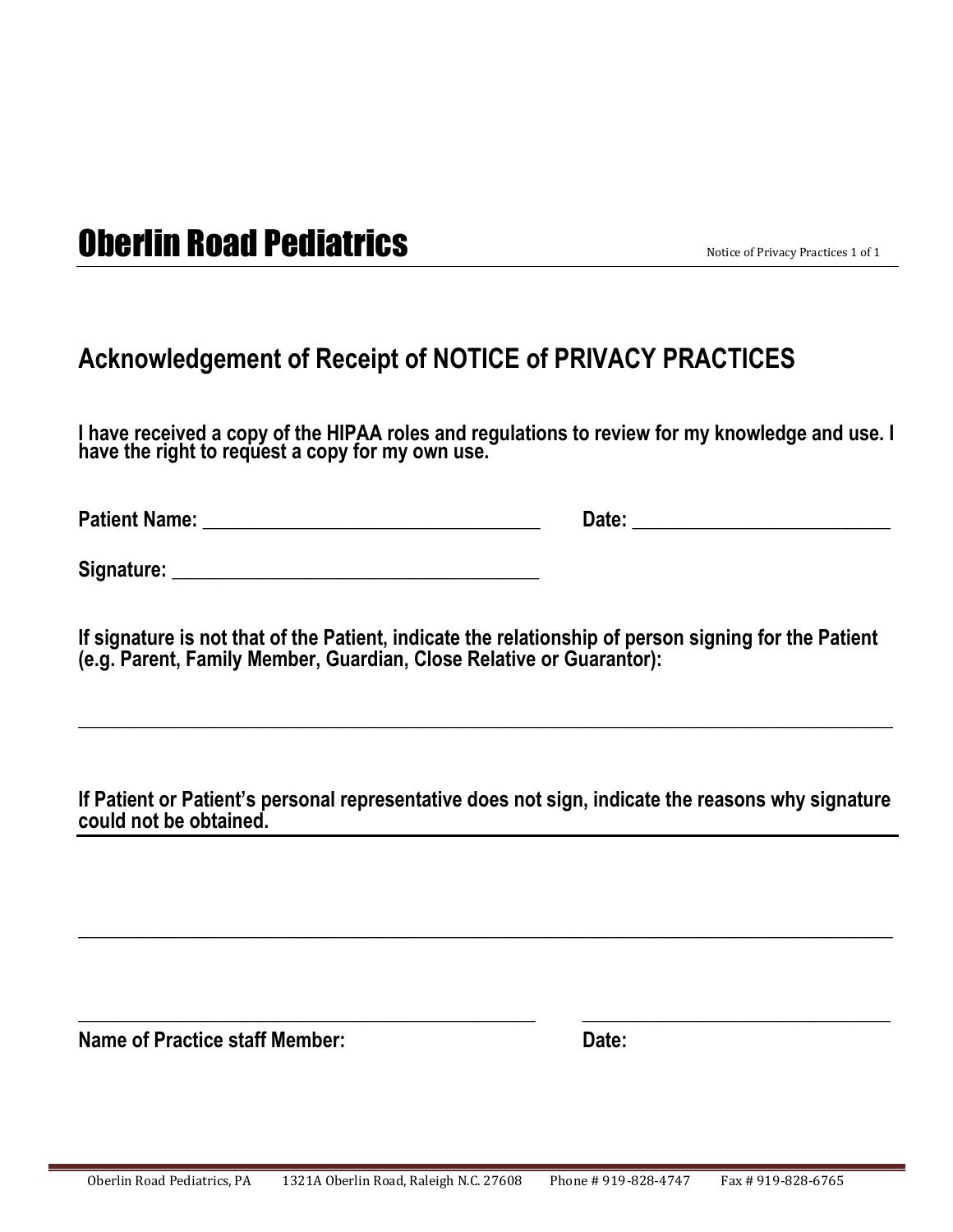# Oberlin Road Pediatrics

## Acknowledgement of Receipt of NOTICE of PRIVACY PRACTICES

**I have received a copy of the HIPAA roles and regulations to review for my knowledge and use. I have the right to request a copy for my own use.**

**Patient Name:** ___________________________________ **Date:** ___________________________

**Signature:** ______________________________________

**If signature is not that of the Patient, indicate the relationship of person signing for the Patient (e.g. Parent, Family Member, Guardian, Close Relative or Guarantor):**

_____________________________________________________________________________________

**If Patient or Patient's personal representative does not sign, indicate the reasons why signature could not be obtained.**

_____________________________________________________________________________________

_____________________________________________________________________________________

_______________________________________________ _________________________________

**Name of Practice staff Member:** **Date:**

Oberlin Road Pediatrics, PA 1321A Oberlin Road, Raleigh N.C. 27608 Phone # 919-828-4747 Fax # 919-828-6765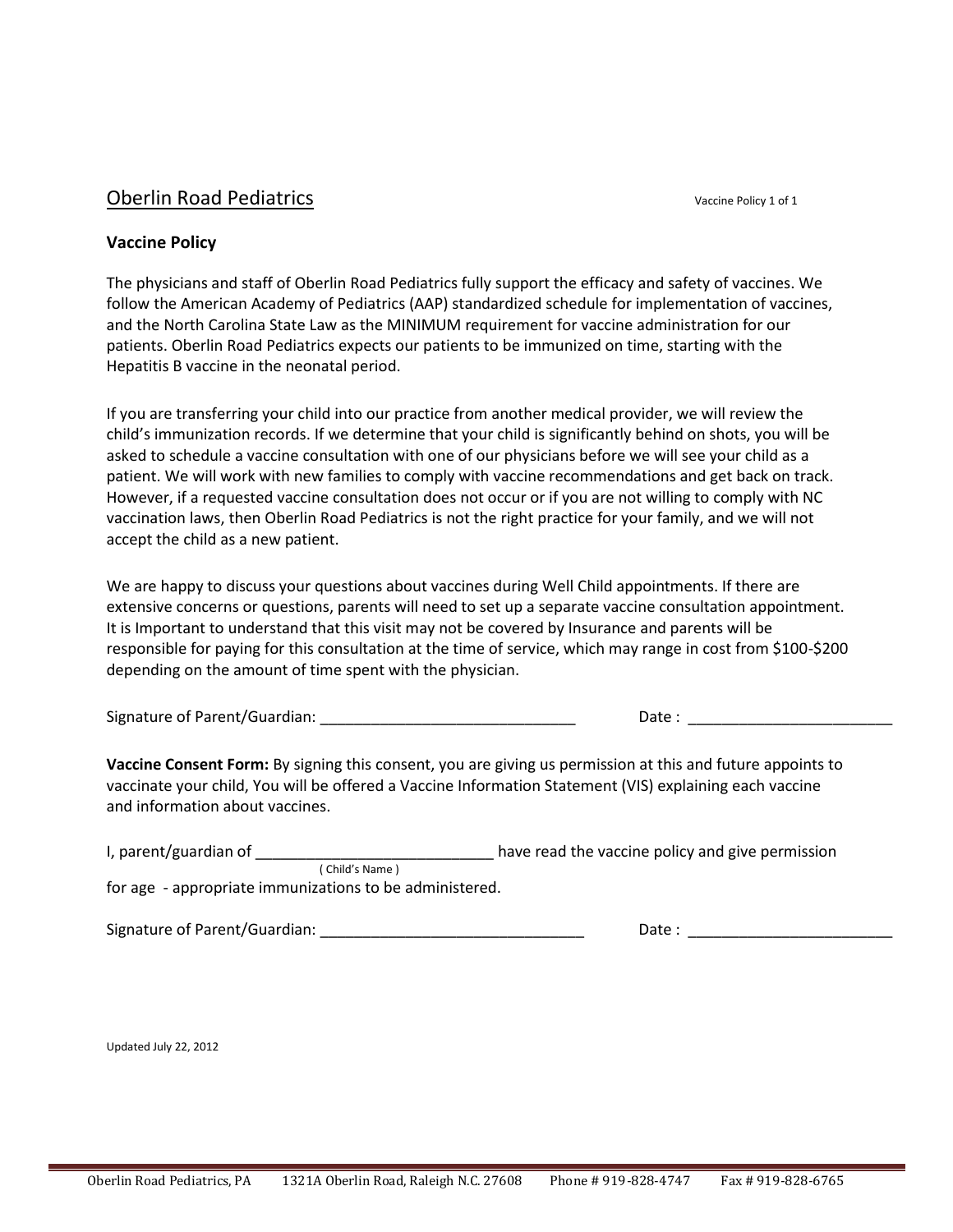Oberlin Road Pediatrics

Vaccine Policy 1 of 1

## Vaccine Policy

The physicians and staff of Oberlin Road Pediatrics fully support the efficacy and safety of vaccines. We follow the American Academy of Pediatrics (AAP) standardized schedule for implementation of vaccines, and the North Carolina State Law as the MINIMUM requirement for vaccine administration for our patients. Oberlin Road Pediatrics expects our patients to be immunized on time, starting with the Hepatitis B vaccine in the neonatal period.

If you are transferring your child into our practice from another medical provider, we will review the child's immunization records. If we determine that your child is significantly behind on shots, you will be asked to schedule a vaccine consultation with one of our physicians before we will see your child as a patient. We will work with new families to comply with vaccine recommendations and get back on track. However, if a requested vaccine consultation does not occur or if you are not willing to comply with NC vaccination laws, then Oberlin Road Pediatrics is not the right practice for your family, and we will not accept the child as a new patient.

We are happy to discuss your questions about vaccines during Well Child appointments. If there are extensive concerns or questions, parents will need to set up a separate vaccine consultation appointment. It is Important to understand that this visit may not be covered by Insurance and parents will be responsible for paying for this consultation at the time of service, which may range in cost from $100-$200 depending on the amount of time spent with the physician.

Signature of Parent/Guardian: ______________________________ Date : ________________________

**Vaccine Consent Form:** By signing this consent, you are giving us permission at this and future appoints to vaccinate your child, You will be offered a Vaccine Information Statement (VIS) explaining each vaccine and information about vaccines.

I, parent/guardian of ___________________________ have read the vaccine policy and give permission
( Child's Name )
for age - appropriate immunizations to be administered.

Signature of Parent/Guardian: _______________________________ Date : ________________________

Updated July 22, 2012

Oberlin Road Pediatrics, PA 1321A Oberlin Road, Raleigh N.C. 27608 Phone # 919-828-4747 Fax # 919-828-6765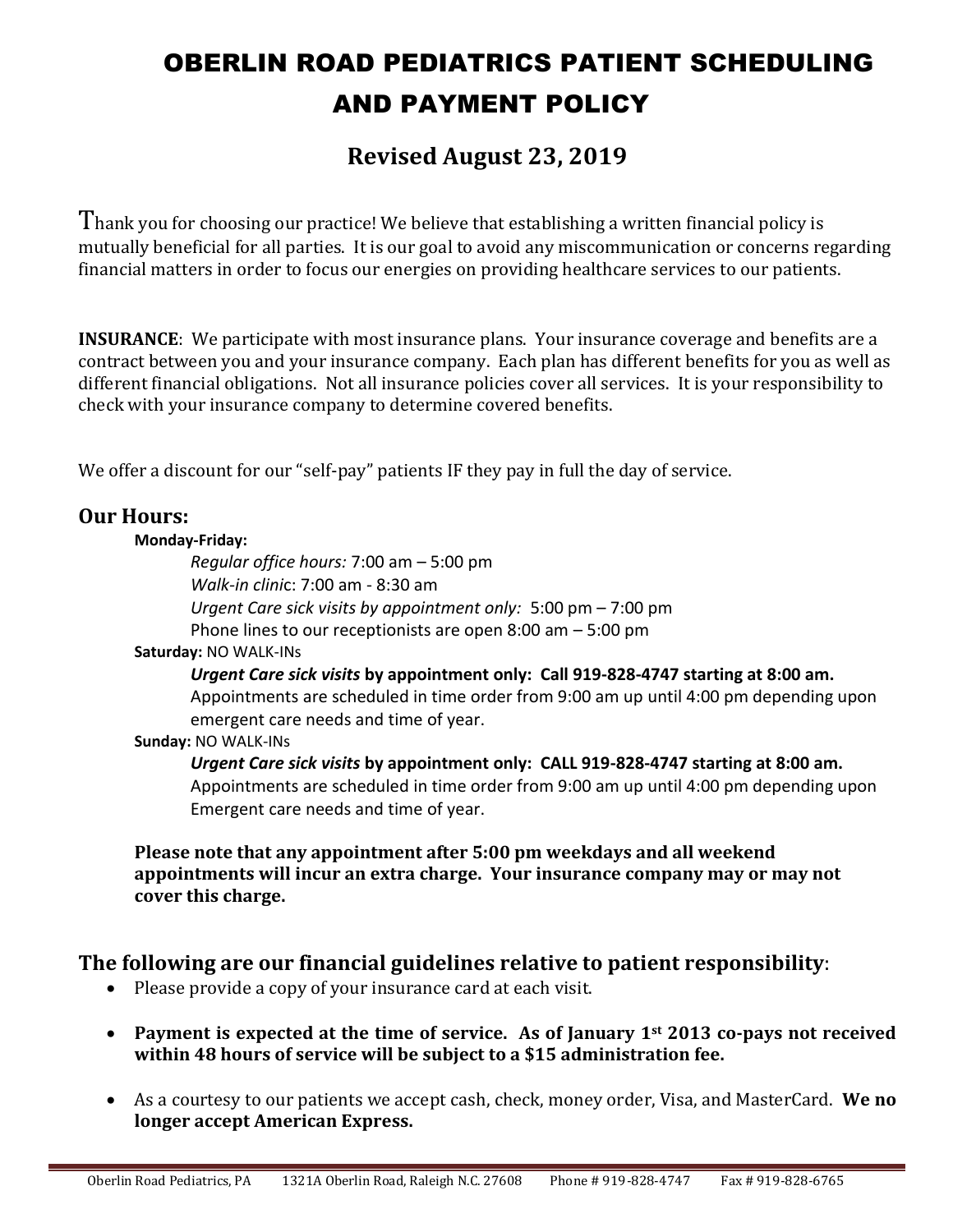# OBERLIN ROAD PEDIATRICS PATIENT SCHEDULING AND PAYMENT POLICY

## Revised August 23, 2019

Thank you for choosing our practice! We believe that establishing a written financial policy is mutually beneficial for all parties. It is our goal to avoid any miscommunication or concerns regarding financial matters in order to focus our energies on providing healthcare services to our patients.

**INSURANCE**: We participate with most insurance plans. Your insurance coverage and benefits are a contract between you and your insurance company. Each plan has different benefits for you as well as different financial obligations. Not all insurance policies cover all services. It is your responsibility to check with your insurance company to determine covered benefits.

We offer a discount for our "self-pay" patients IF they pay in full the day of service.

## Our Hours:

**Monday-Friday:**

*Regular office hours:* 7:00 am – 5:00 pm
*Walk-in clinic*: 7:00 am - 8:30 am
*Urgent Care sick visits by appointment only:* 5:00 pm – 7:00 pm
Phone lines to our receptionists are open 8:00 am – 5:00 pm

**Saturday:** NO WALK-INs

***Urgent Care sick visits*** **by appointment only: Call 919-828-4747 starting at 8:00 am.**
Appointments are scheduled in time order from 9:00 am up until 4:00 pm depending upon emergent care needs and time of year.

**Sunday:** NO WALK-INs

***Urgent Care sick visits*** **by appointment only: CALL 919-828-4747 starting at 8:00 am.**
Appointments are scheduled in time order from 9:00 am up until 4:00 pm depending upon Emergent care needs and time of year.

**Please note that any appointment after 5:00 pm weekdays and all weekend appointments will incur an extra charge. Your insurance company may or may not cover this charge.**

## The following are our financial guidelines relative to patient responsibility:

- Please provide a copy of your insurance card at each visit.
- **Payment is expected at the time of service. As of January 1st 2013 co-pays not received within 48 hours of service will be subject to a $15 administration fee.**
- As a courtesy to our patients we accept cash, check, money order, Visa, and MasterCard. **We no longer accept American Express.**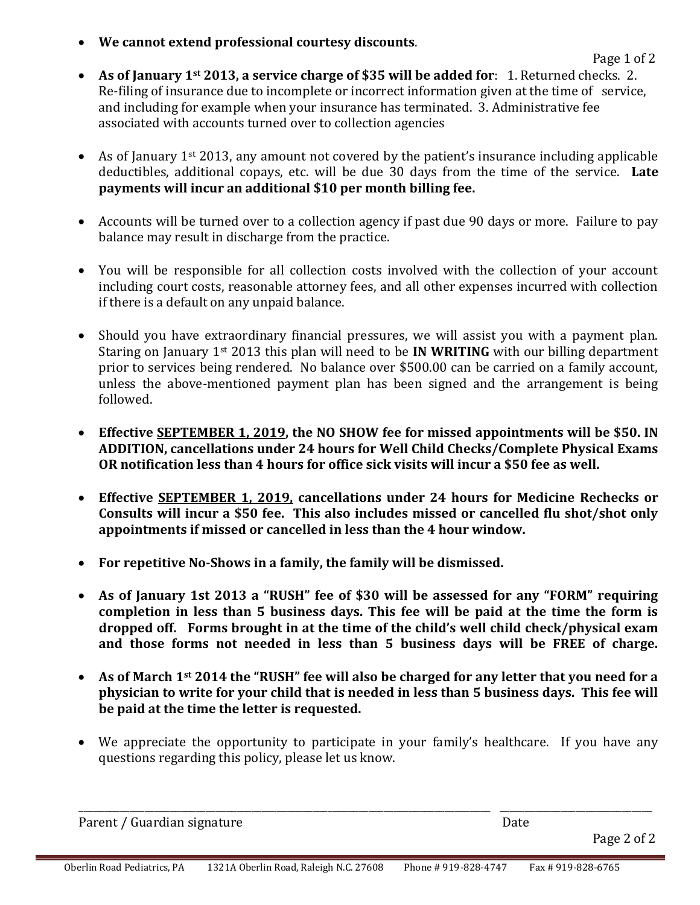- **We cannot extend professional courtesy discounts**.

- **As of January 1st 2013, a service charge of $35 will be added for**: 1. Returned checks. 2. Re-filing of insurance due to incomplete or incorrect information given at the time of service, and including for example when your insurance has terminated. 3. Administrative fee associated with accounts turned over to collection agencies

- As of January 1st 2013, any amount not covered by the patient's insurance including applicable deductibles, additional copays, etc. will be due 30 days from the time of the service. **Late payments will incur an additional $10 per month billing fee.**

- Accounts will be turned over to a collection agency if past due 90 days or more. Failure to pay balance may result in discharge from the practice.

- You will be responsible for all collection costs involved with the collection of your account including court costs, reasonable attorney fees, and all other expenses incurred with collection if there is a default on any unpaid balance.

- Should you have extraordinary financial pressures, we will assist you with a payment plan. Staring on January 1st 2013 this plan will need to be **IN WRITING** with our billing department prior to services being rendered. No balance over $500.00 can be carried on a family account, unless the above-mentioned payment plan has been signed and the arrangement is being followed.

- **Effective SEPTEMBER 1, 2019, the NO SHOW fee for missed appointments will be $50. IN ADDITION, cancellations under 24 hours for Well Child Checks/Complete Physical Exams OR notification less than 4 hours for office sick visits will incur a $50 fee as well.**

- **Effective SEPTEMBER 1, 2019, cancellations under 24 hours for Medicine Rechecks or Consults will incur a $50 fee. This also includes missed or cancelled flu shot/shot only appointments if missed or cancelled in less than the 4 hour window.**

- **For repetitive No-Shows in a family, the family will be dismissed.**

- **As of January 1st 2013 a "RUSH" fee of $30 will be assessed for any "FORM" requiring completion in less than 5 business days. This fee will be paid at the time the form is dropped off. Forms brought in at the time of the child's well child check/physical exam and those forms not needed in less than 5 business days will be FREE of charge.**

- **As of March 1st 2014 the "RUSH" fee will also be charged for any letter that you need for a physician to write for your child that is needed in less than 5 business days. This fee will be paid at the time the letter is requested.**

- We appreciate the opportunity to participate in your family's healthcare. If you have any questions regarding this policy, please let us know.

\_\_\_\_\_\_\_\_\_\_\_\_\_\_\_\_\_\_\_\_\_\_\_\_\_\_\_\_\_\_\_\_\_\_\_\_\_\_\_\_\_\_\_\_\_\_\_\_\_\_ \_\_\_\_\_\_\_\_\_\_\_\_\_\_\_\_\_\_\_\_

Parent / Guardian signature                                        Date

Oberlin Road Pediatrics, PA    1321A Oberlin Road, Raleigh N.C. 27608    Phone # 919-828-4747    Fax # 919-828-6765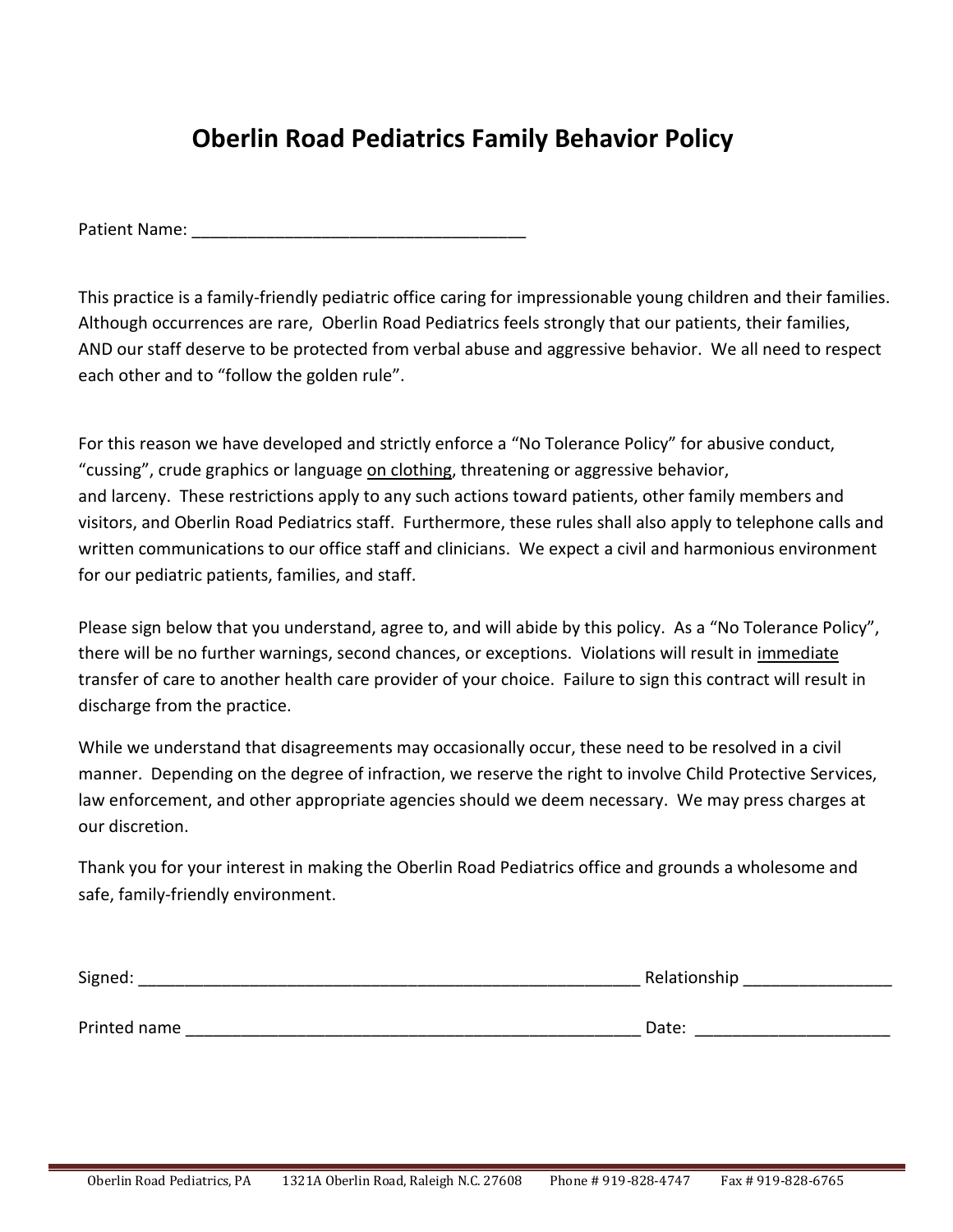# Oberlin Road Pediatrics Family Behavior Policy

Patient Name: ____________________________________

This practice is a family-friendly pediatric office caring for impressionable young children and their families. Although occurrences are rare, Oberlin Road Pediatrics feels strongly that our patients, their families, AND our staff deserve to be protected from verbal abuse and aggressive behavior. We all need to respect each other and to "follow the golden rule".

For this reason we have developed and strictly enforce a "No Tolerance Policy" for abusive conduct, "cussing", crude graphics or language <u>on clothing</u>, threatening or aggressive behavior, and larceny. These restrictions apply to any such actions toward patients, other family members and visitors, and Oberlin Road Pediatrics staff. Furthermore, these rules shall also apply to telephone calls and written communications to our office staff and clinicians. We expect a civil and harmonious environment for our pediatric patients, families, and staff.

Please sign below that you understand, agree to, and will abide by this policy. As a "No Tolerance Policy", there will be no further warnings, second chances, or exceptions. Violations will result in <u>immediate</u> transfer of care to another health care provider of your choice. Failure to sign this contract will result in discharge from the practice.

While we understand that disagreements may occasionally occur, these need to be resolved in a civil manner. Depending on the degree of infraction, we reserve the right to involve Child Protective Services, law enforcement, and other appropriate agencies should we deem necessary. We may press charges at our discretion.

Thank you for your interest in making the Oberlin Road Pediatrics office and grounds a wholesome and safe, family-friendly environment.

Signed: _______________________________________________________ Relationship ________________

Printed name __________________________________________________ Date: _____________________

Oberlin Road Pediatrics, PA    1321A Oberlin Road, Raleigh N.C. 27608    Phone # 919-828-4747    Fax # 919-828-6765